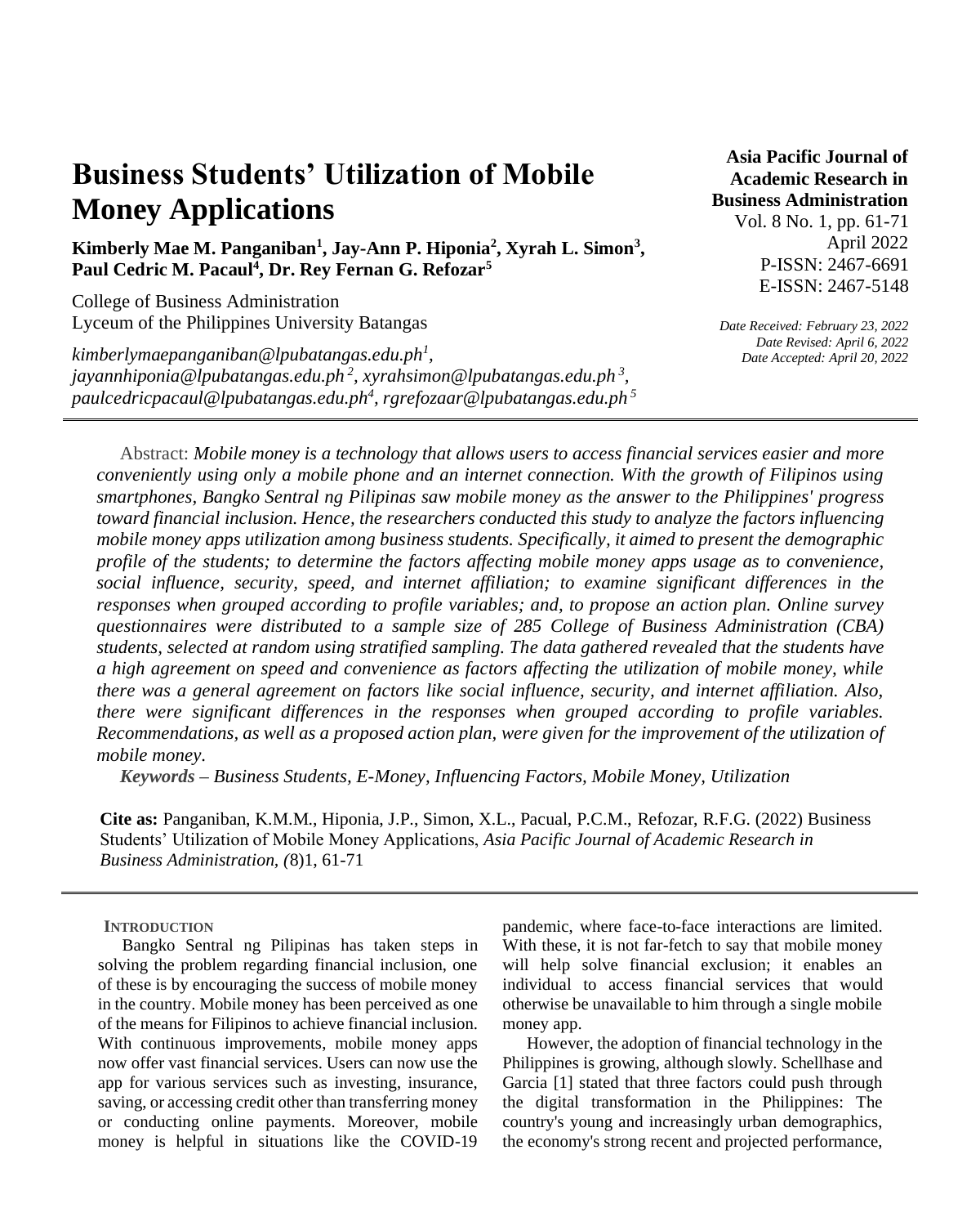# Business Students' Utilization of Mobile Money Applications

**Kimberly Mae M. Panganiban[1], Jay-Ann P. Hiponia[2], Xyrah L. Simon[3], Paul Cedric M. Pacaul[4], Dr. Rey Fernan G. Refozar[5]**

College of Business Administration
Lyceum of the Philippines University Batangas

*kimberlymaepanganiban@lpubatangas.edu.ph[1], jayannhiponia@lpubatangas.edu.ph[2], xyrahsimon@lpubatangas.edu.ph[3], paulcedricpacaul@lpubatangas.edu.ph[4], rgrefozaar@lpubatangas.edu.ph[5]*

**Asia Pacific Journal of Academic Research in Business Administration**
Vol. 8 No. 1, pp. 61-71
April 2022
P-ISSN: 2467-6691
E-ISSN: 2467-5148

*Date Received: February 23, 2022*
*Date Revised: April 6, 2022*
*Date Accepted: April 20, 2022*

Abstract: *Mobile money is a technology that allows users to access financial services easier and more conveniently using only a mobile phone and an internet connection. With the growth of Filipinos using smartphones, Bangko Sentral ng Pilipinas saw mobile money as the answer to the Philippines' progress toward financial inclusion. Hence, the researchers conducted this study to analyze the factors influencing mobile money apps utilization among business students. Specifically, it aimed to present the demographic profile of the students; to determine the factors affecting mobile money apps usage as to convenience, social influence, security, speed, and internet affiliation; to examine significant differences in the responses when grouped according to profile variables; and, to propose an action plan. Online survey questionnaires were distributed to a sample size of 285 College of Business Administration (CBA) students, selected at random using stratified sampling. The data gathered revealed that the students have a high agreement on speed and convenience as factors affecting the utilization of mobile money, while there was a general agreement on factors like social influence, security, and internet affiliation. Also, there were significant differences in the responses when grouped according to profile variables. Recommendations, as well as a proposed action plan, were given for the improvement of the utilization of mobile money.*

***Keywords** – Business Students, E-Money, Influencing Factors, Mobile Money, Utilization*

**Cite as:** Panganiban, K.M.M., Hiponia, J.P., Simon, X.L., Pacual, P.C.M., Refozar, R.F.G. (2022) Business Students' Utilization of Mobile Money Applications, *Asia Pacific Journal of Academic Research in Business Administration, (*8)1, 61-71

## INTRODUCTION

Bangko Sentral ng Pilipinas has taken steps in solving the problem regarding financial inclusion, one of these is by encouraging the success of mobile money in the country. Mobile money has been perceived as one of the means for Filipinos to achieve financial inclusion. With continuous improvements, mobile money apps now offer vast financial services. Users can now use the app for various services such as investing, insurance, saving, or accessing credit other than transferring money or conducting online payments. Moreover, mobile money is helpful in situations like the COVID-19 pandemic, where face-to-face interactions are limited. With these, it is not far-fetch to say that mobile money will help solve financial exclusion; it enables an individual to access financial services that would otherwise be unavailable to him through a single mobile money app.

However, the adoption of financial technology in the Philippines is growing, although slowly. Schellhase and Garcia [1] stated that three factors could push through the digital transformation in the Philippines: The country's young and increasingly urban demographics, the economy's strong recent and projected performance,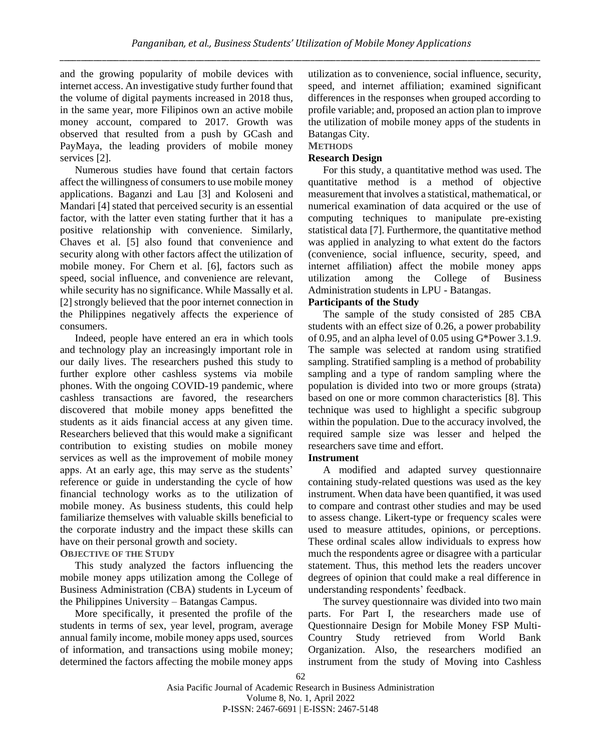and the growing popularity of mobile devices with internet access. An investigative study further found that the volume of digital payments increased in 2018 thus, in the same year, more Filipinos own an active mobile money account, compared to 2017. Growth was observed that resulted from a push by GCash and PayMaya, the leading providers of mobile money services [2].

Numerous studies have found that certain factors affect the willingness of consumers to use mobile money applications. Baganzi and Lau [3] and Koloseni and Mandari [4] stated that perceived security is an essential factor, with the latter even stating further that it has a positive relationship with convenience. Similarly, Chaves et al. [5] also found that convenience and security along with other factors affect the utilization of mobile money. For Chern et al. [6], factors such as speed, social influence, and convenience are relevant, while security has no significance. While Massally et al. [2] strongly believed that the poor internet connection in the Philippines negatively affects the experience of consumers.

Indeed, people have entered an era in which tools and technology play an increasingly important role in our daily lives. The researchers pushed this study to further explore other cashless systems via mobile phones. With the ongoing COVID-19 pandemic, where cashless transactions are favored, the researchers discovered that mobile money apps benefitted the students as it aids financial access at any given time. Researchers believed that this would make a significant contribution to existing studies on mobile money services as well as the improvement of mobile money apps. At an early age, this may serve as the students' reference or guide in understanding the cycle of how financial technology works as to the utilization of mobile money. As business students, this could help familiarize themselves with valuable skills beneficial to the corporate industry and the impact these skills can have on their personal growth and society.

## OBJECTIVE OF THE STUDY

This study analyzed the factors influencing the mobile money apps utilization among the College of Business Administration (CBA) students in Lyceum of the Philippines University – Batangas Campus.

More specifically, it presented the profile of the students in terms of sex, year level, program, average annual family income, mobile money apps used, sources of information, and transactions using mobile money; determined the factors affecting the mobile money apps utilization as to convenience, social influence, security, speed, and internet affiliation; examined significant differences in the responses when grouped according to profile variable; and, proposed an action plan to improve the utilization of mobile money apps of the students in Batangas City.

## METHODS

### Research Design

For this study, a quantitative method was used. The quantitative method is a method of objective measurement that involves a statistical, mathematical, or numerical examination of data acquired or the use of computing techniques to manipulate pre-existing statistical data [7]. Furthermore, the quantitative method was applied in analyzing to what extent do the factors (convenience, social influence, security, speed, and internet affiliation) affect the mobile money apps utilization among the College of Business Administration students in LPU - Batangas.

### Participants of the Study

The sample of the study consisted of 285 CBA students with an effect size of 0.26, a power probability of 0.95, and an alpha level of 0.05 using G*Power 3.1.9. The sample was selected at random using stratified sampling. Stratified sampling is a method of probability sampling and a type of random sampling where the population is divided into two or more groups (strata) based on one or more common characteristics [8]. This technique was used to highlight a specific subgroup within the population. Due to the accuracy involved, the required sample size was lesser and helped the researchers save time and effort.

### Instrument

A modified and adapted survey questionnaire containing study-related questions was used as the key instrument. When data have been quantified, it was used to compare and contrast other studies and may be used to assess change. Likert-type or frequency scales were used to measure attitudes, opinions, or perceptions. These ordinal scales allow individuals to express how much the respondents agree or disagree with a particular statement. Thus, this method lets the readers uncover degrees of opinion that could make a real difference in understanding respondents' feedback.

The survey questionnaire was divided into two main parts. For Part I, the researchers made use of Questionnaire Design for Mobile Money FSP Multi-Country Study retrieved from World Bank Organization. Also, the researchers modified an instrument from the study of Moving into Cashless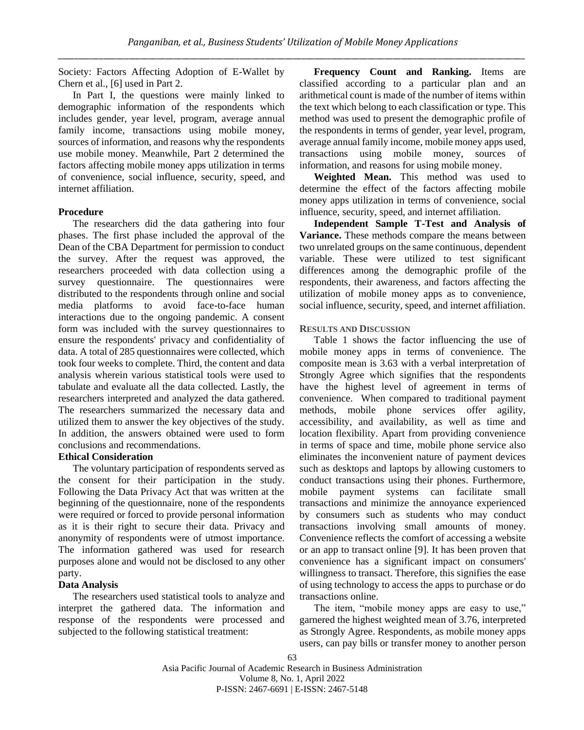Society: Factors Affecting Adoption of E-Wallet by Chern et al., [6] used in Part 2.

In Part I, the questions were mainly linked to demographic information of the respondents which includes gender, year level, program, average annual family income, transactions using mobile money, sources of information, and reasons why the respondents use mobile money. Meanwhile, Part 2 determined the factors affecting mobile money apps utilization in terms of convenience, social influence, security, speed, and internet affiliation.

### Procedure

The researchers did the data gathering into four phases. The first phase included the approval of the Dean of the CBA Department for permission to conduct the survey. After the request was approved, the researchers proceeded with data collection using a survey questionnaire. The questionnaires were distributed to the respondents through online and social media platforms to avoid face-to-face human interactions due to the ongoing pandemic. A consent form was included with the survey questionnaires to ensure the respondents' privacy and confidentiality of data. A total of 285 questionnaires were collected, which took four weeks to complete. Third, the content and data analysis wherein various statistical tools were used to tabulate and evaluate all the data collected. Lastly, the researchers interpreted and analyzed the data gathered. The researchers summarized the necessary data and utilized them to answer the key objectives of the study. In addition, the answers obtained were used to form conclusions and recommendations.

### Ethical Consideration

The voluntary participation of respondents served as the consent for their participation in the study. Following the Data Privacy Act that was written at the beginning of the questionnaire, none of the respondents were required or forced to provide personal information as it is their right to secure their data. Privacy and anonymity of respondents were of utmost importance. The information gathered was used for research purposes alone and would not be disclosed to any other party.

### Data Analysis

The researchers used statistical tools to analyze and interpret the gathered data. The information and response of the respondents were processed and subjected to the following statistical treatment:

**Frequency Count and Ranking.** Items are classified according to a particular plan and an arithmetical count is made of the number of items within the text which belong to each classification or type. This method was used to present the demographic profile of the respondents in terms of gender, year level, program, average annual family income, mobile money apps used, transactions using mobile money, sources of information, and reasons for using mobile money.

**Weighted Mean.** This method was used to determine the effect of the factors affecting mobile money apps utilization in terms of convenience, social influence, security, speed, and internet affiliation.

**Independent Sample T-Test and Analysis of Variance.** These methods compare the means between two unrelated groups on the same continuous, dependent variable. These were utilized to test significant differences among the demographic profile of the respondents, their awareness, and factors affecting the utilization of mobile money apps as to convenience, social influence, security, speed, and internet affiliation.

## RESULTS AND DISCUSSION

Table 1 shows the factor influencing the use of mobile money apps in terms of convenience. The composite mean is 3.63 with a verbal interpretation of Strongly Agree which signifies that the respondents have the highest level of agreement in terms of convenience. When compared to traditional payment methods, mobile phone services offer agility, accessibility, and availability, as well as time and location flexibility. Apart from providing convenience in terms of space and time, mobile phone service also eliminates the inconvenient nature of payment devices such as desktops and laptops by allowing customers to conduct transactions using their phones. Furthermore, mobile payment systems can facilitate small transactions and minimize the annoyance experienced by consumers such as students who may conduct transactions involving small amounts of money. Convenience reflects the comfort of accessing a website or an app to transact online [9]. It has been proven that convenience has a significant impact on consumers' willingness to transact. Therefore, this signifies the ease of using technology to access the apps to purchase or do transactions online.

The item, "mobile money apps are easy to use," garnered the highest weighted mean of 3.76, interpreted as Strongly Agree. Respondents, as mobile money apps users, can pay bills or transfer money to another person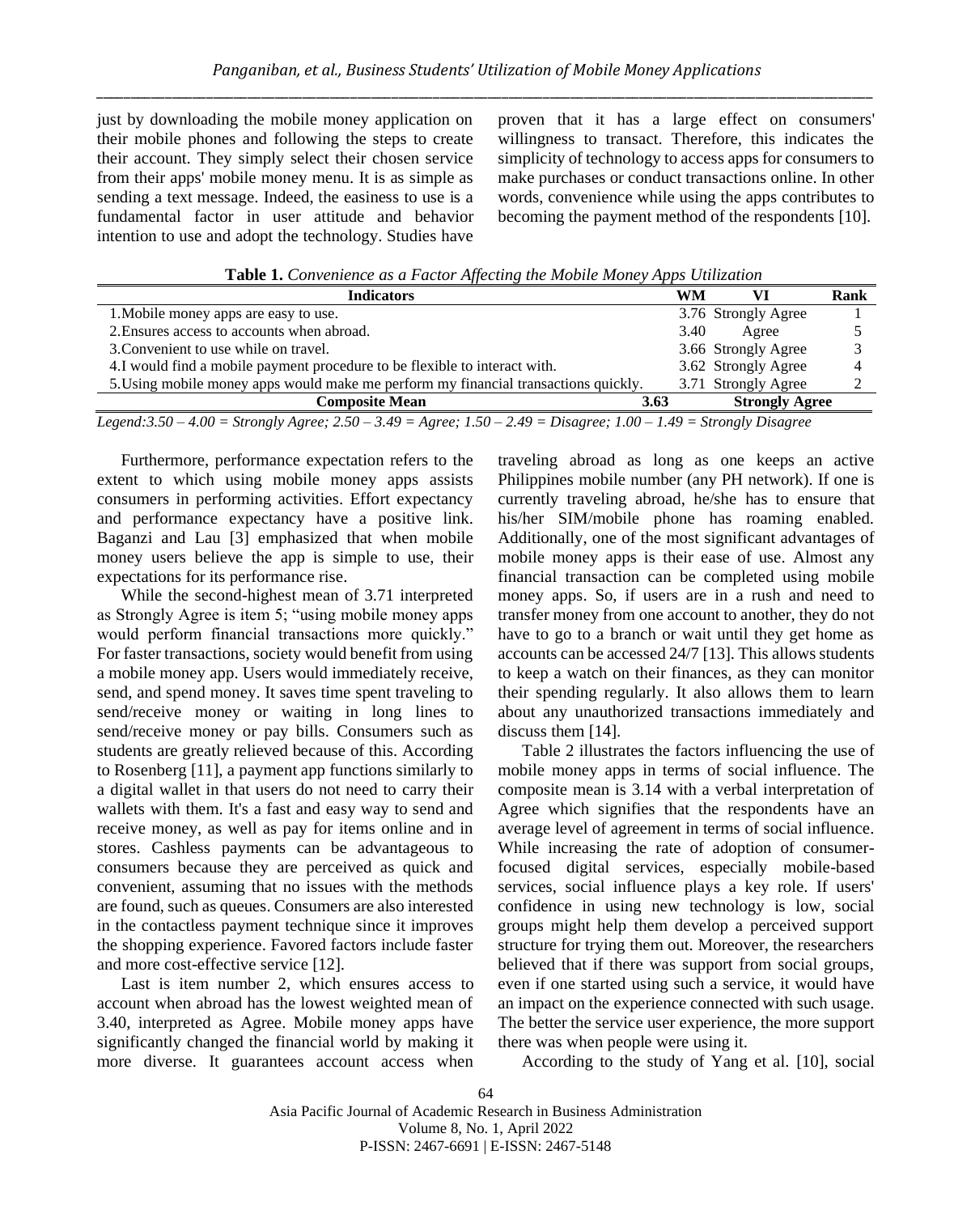just by downloading the mobile money application on their mobile phones and following the steps to create their account. They simply select their chosen service from their apps' mobile money menu. It is as simple as sending a text message. Indeed, the easiness to use is a fundamental factor in user attitude and behavior intention to use and adopt the technology. Studies have proven that it has a large effect on consumers' willingness to transact. Therefore, this indicates the simplicity of technology to access apps for consumers to make purchases or conduct transactions online. In other words, convenience while using the apps contributes to becoming the payment method of the respondents [10].

**Table 1.** *Convenience as a Factor Affecting the Mobile Money Apps Utilization*

| Indicators | WM | VI | Rank |
|---|---|---|---|
| 1.Mobile money apps are easy to use. | 3.76 | Strongly Agree | 1 |
| 2.Ensures access to accounts when abroad. | 3.40 | Agree | 5 |
| 3.Convenient to use while on travel. | 3.66 | Strongly Agree | 3 |
| 4.I would find a mobile payment procedure to be flexible to interact with. | 3.62 | Strongly Agree | 4 |
| 5.Using mobile money apps would make me perform my financial transactions quickly. | 3.71 | Strongly Agree | 2 |
| **Composite Mean** | **3.63** | **Strongly Agree** | |

*Legend:3.50 – 4.00 = Strongly Agree; 2.50 – 3.49 = Agree; 1.50 – 2.49 = Disagree; 1.00 – 1.49 = Strongly Disagree*

Furthermore, performance expectation refers to the extent to which using mobile money apps assists consumers in performing activities. Effort expectancy and performance expectancy have a positive link. Baganzi and Lau [3] emphasized that when mobile money users believe the app is simple to use, their expectations for its performance rise.

While the second-highest mean of 3.71 interpreted as Strongly Agree is item 5; "using mobile money apps would perform financial transactions more quickly." For faster transactions, society would benefit from using a mobile money app. Users would immediately receive, send, and spend money. It saves time spent traveling to send/receive money or waiting in long lines to send/receive money or pay bills. Consumers such as students are greatly relieved because of this. According to Rosenberg [11], a payment app functions similarly to a digital wallet in that users do not need to carry their wallets with them. It's a fast and easy way to send and receive money, as well as pay for items online and in stores. Cashless payments can be advantageous to consumers because they are perceived as quick and convenient, assuming that no issues with the methods are found, such as queues. Consumers are also interested in the contactless payment technique since it improves the shopping experience. Favored factors include faster and more cost-effective service [12].

Last is item number 2, which ensures access to account when abroad has the lowest weighted mean of 3.40, interpreted as Agree. Mobile money apps have significantly changed the financial world by making it more diverse. It guarantees account access when traveling abroad as long as one keeps an active Philippines mobile number (any PH network). If one is currently traveling abroad, he/she has to ensure that his/her SIM/mobile phone has roaming enabled. Additionally, one of the most significant advantages of mobile money apps is their ease of use. Almost any financial transaction can be completed using mobile money apps. So, if users are in a rush and need to transfer money from one account to another, they do not have to go to a branch or wait until they get home as accounts can be accessed 24/7 [13]. This allows students to keep a watch on their finances, as they can monitor their spending regularly. It also allows them to learn about any unauthorized transactions immediately and discuss them [14].

Table 2 illustrates the factors influencing the use of mobile money apps in terms of social influence. The composite mean is 3.14 with a verbal interpretation of Agree which signifies that the respondents have an average level of agreement in terms of social influence. While increasing the rate of adoption of consumer-focused digital services, especially mobile-based services, social influence plays a key role. If users' confidence in using new technology is low, social groups might help them develop a perceived support structure for trying them out. Moreover, the researchers believed that if there was support from social groups, even if one started using such a service, it would have an impact on the experience connected with such usage. The better the service user experience, the more support there was when people were using it.

According to the study of Yang et al. [10], social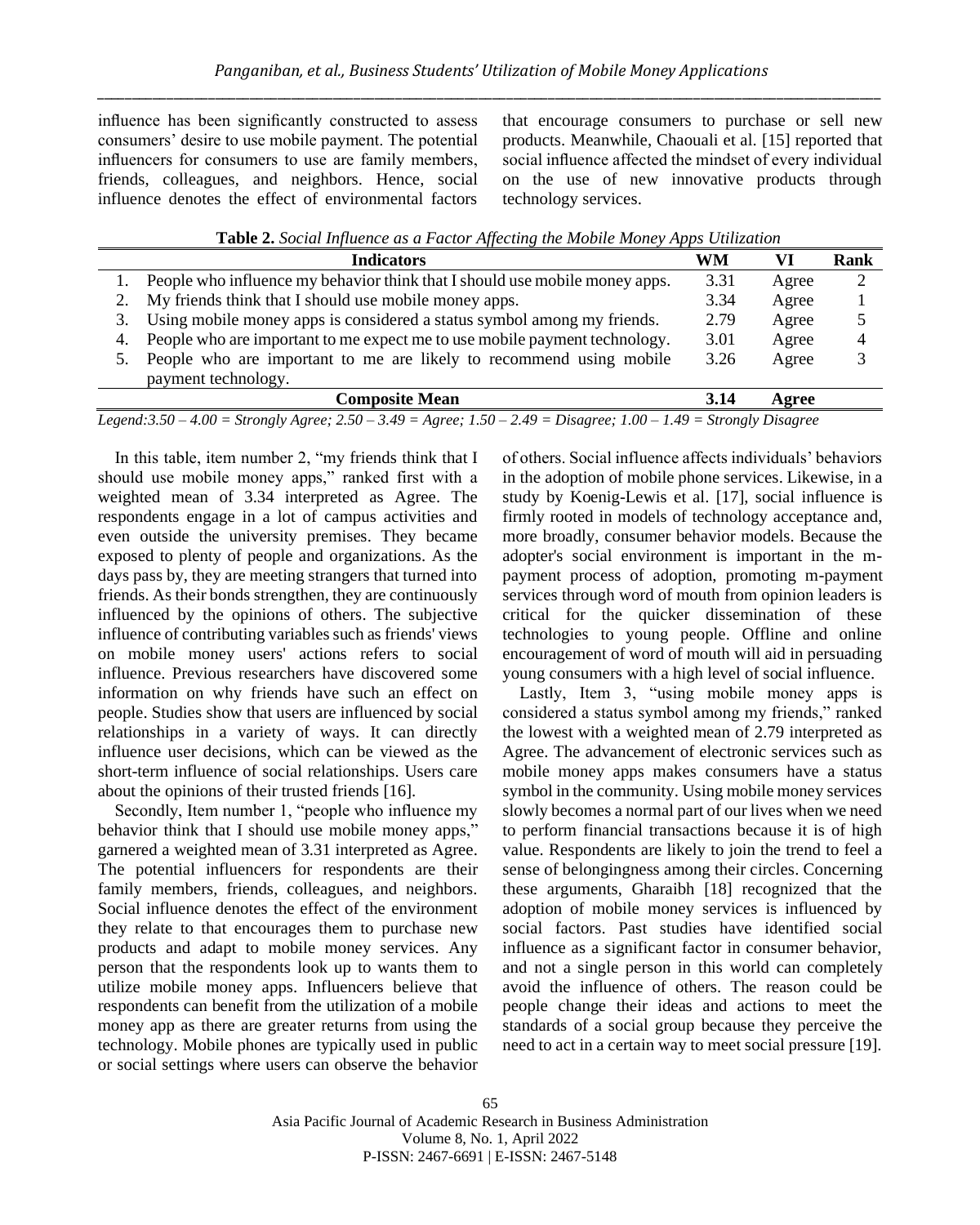influence has been significantly constructed to assess consumers' desire to use mobile payment. The potential influencers for consumers to use are family members, friends, colleagues, and neighbors. Hence, social influence denotes the effect of environmental factors that encourage consumers to purchase or sell new products. Meanwhile, Chaouali et al. [15] reported that social influence affected the mindset of every individual on the use of new innovative products through technology services.

**Table 2.** *Social Influence as a Factor Affecting the Mobile Money Apps Utilization*

| | Indicators | WM | VI | Rank |
|---|---|---|---|---|
| 1. | People who influence my behavior think that I should use mobile money apps. | 3.31 | Agree | 2 |
| 2. | My friends think that I should use mobile money apps. | 3.34 | Agree | 1 |
| 3. | Using mobile money apps is considered a status symbol among my friends. | 2.79 | Agree | 5 |
| 4. | People who are important to me expect me to use mobile payment technology. | 3.01 | Agree | 4 |
| 5. | People who are important to me are likely to recommend using mobile payment technology. | 3.26 | Agree | 3 |
| | **Composite Mean** | **3.14** | **Agree** | |

*Legend:3.50 – 4.00 = Strongly Agree; 2.50 – 3.49 = Agree; 1.50 – 2.49 = Disagree; 1.00 – 1.49 = Strongly Disagree*

In this table, item number 2, "my friends think that I should use mobile money apps," ranked first with a weighted mean of 3.34 interpreted as Agree. The respondents engage in a lot of campus activities and even outside the university premises. They became exposed to plenty of people and organizations. As the days pass by, they are meeting strangers that turned into friends. As their bonds strengthen, they are continuously influenced by the opinions of others. The subjective influence of contributing variables such as friends' views on mobile money users' actions refers to social influence. Previous researchers have discovered some information on why friends have such an effect on people. Studies show that users are influenced by social relationships in a variety of ways. It can directly influence user decisions, which can be viewed as the short-term influence of social relationships. Users care about the opinions of their trusted friends [16].

Secondly, Item number 1, "people who influence my behavior think that I should use mobile money apps," garnered a weighted mean of 3.31 interpreted as Agree. The potential influencers for respondents are their family members, friends, colleagues, and neighbors. Social influence denotes the effect of the environment they relate to that encourages them to purchase new products and adapt to mobile money services. Any person that the respondents look up to wants them to utilize mobile money apps. Influencers believe that respondents can benefit from the utilization of a mobile money app as there are greater returns from using the technology. Mobile phones are typically used in public or social settings where users can observe the behavior of others. Social influence affects individuals' behaviors in the adoption of mobile phone services. Likewise, in a study by Koenig-Lewis et al. [17], social influence is firmly rooted in models of technology acceptance and, more broadly, consumer behavior models. Because the adopter's social environment is important in the m-payment process of adoption, promoting m-payment services through word of mouth from opinion leaders is critical for the quicker dissemination of these technologies to young people. Offline and online encouragement of word of mouth will aid in persuading young consumers with a high level of social influence.

Lastly, Item 3, "using mobile money apps is considered a status symbol among my friends," ranked the lowest with a weighted mean of 2.79 interpreted as Agree. The advancement of electronic services such as mobile money apps makes consumers have a status symbol in the community. Using mobile money services slowly becomes a normal part of our lives when we need to perform financial transactions because it is of high value. Respondents are likely to join the trend to feel a sense of belongingness among their circles. Concerning these arguments, Gharaibh [18] recognized that the adoption of mobile money services is influenced by social factors. Past studies have identified social influence as a significant factor in consumer behavior, and not a single person in this world can completely avoid the influence of others. The reason could be people change their ideas and actions to meet the standards of a social group because they perceive the need to act in a certain way to meet social pressure [19].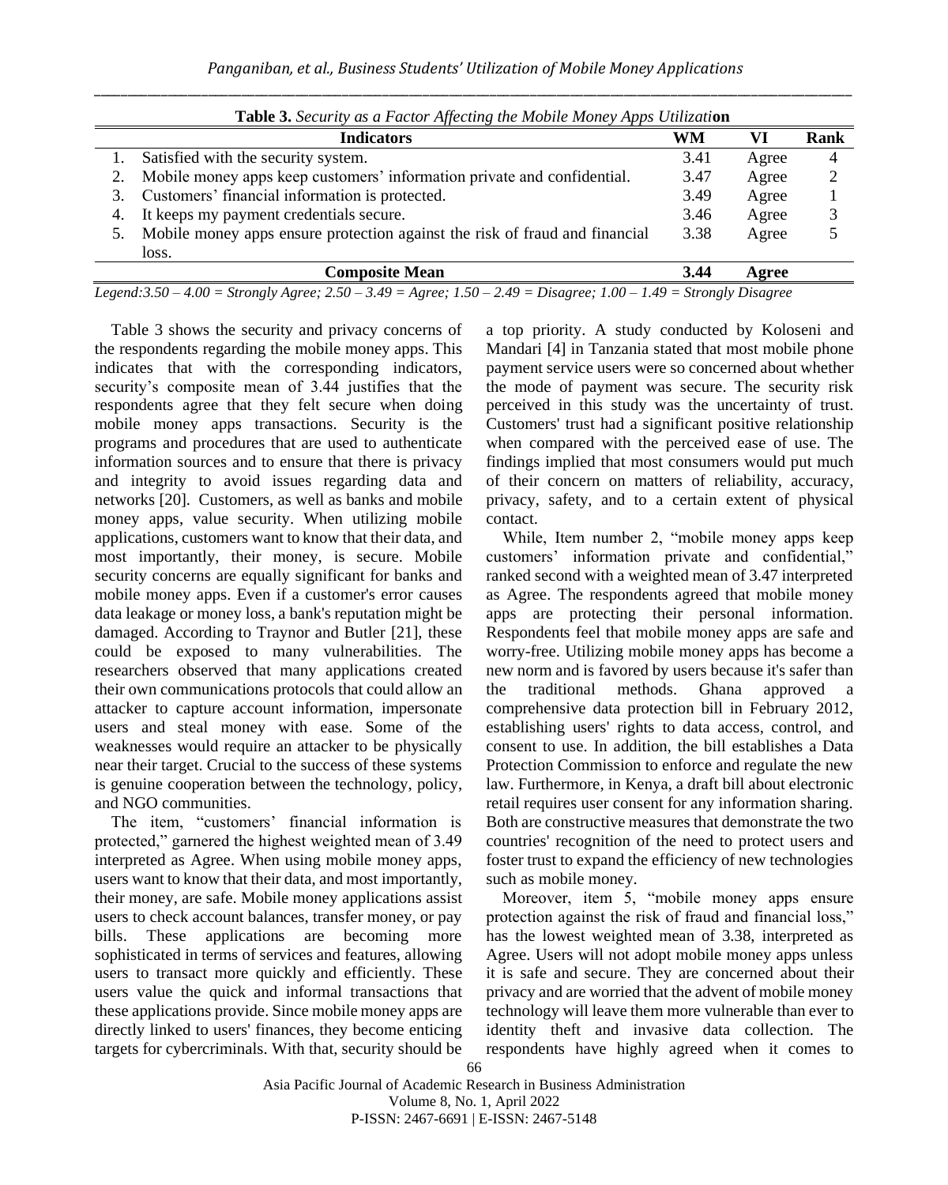**Table 3.** *Security as a Factor Affecting the Mobile Money Apps Utilization*

| | Indicators | WM | VI | Rank |
|---|---|---|---|---|
| 1. | Satisfied with the security system. | 3.41 | Agree | 4 |
| 2. | Mobile money apps keep customers' information private and confidential. | 3.47 | Agree | 2 |
| 3. | Customers' financial information is protected. | 3.49 | Agree | 1 |
| 4. | It keeps my payment credentials secure. | 3.46 | Agree | 3 |
| 5. | Mobile money apps ensure protection against the risk of fraud and financial loss. | 3.38 | Agree | 5 |
| | **Composite Mean** | **3.44** | **Agree** | |

*Legend:3.50 – 4.00 = Strongly Agree; 2.50 – 3.49 = Agree; 1.50 – 2.49 = Disagree; 1.00 – 1.49 = Strongly Disagree*

Table 3 shows the security and privacy concerns of the respondents regarding the mobile money apps. This indicates that with the corresponding indicators, security's composite mean of 3.44 justifies that the respondents agree that they felt secure when doing mobile money apps transactions. Security is the programs and procedures that are used to authenticate information sources and to ensure that there is privacy and integrity to avoid issues regarding data and networks [20]. Customers, as well as banks and mobile money apps, value security. When utilizing mobile applications, customers want to know that their data, and most importantly, their money, is secure. Mobile security concerns are equally significant for banks and mobile money apps. Even if a customer's error causes data leakage or money loss, a bank's reputation might be damaged. According to Traynor and Butler [21], these could be exposed to many vulnerabilities. The researchers observed that many applications created their own communications protocols that could allow an attacker to capture account information, impersonate users and steal money with ease. Some of the weaknesses would require an attacker to be physically near their target. Crucial to the success of these systems is genuine cooperation between the technology, policy, and NGO communities.

The item, "customers' financial information is protected," garnered the highest weighted mean of 3.49 interpreted as Agree. When using mobile money apps, users want to know that their data, and most importantly, their money, are safe. Mobile money applications assist users to check account balances, transfer money, or pay bills. These applications are becoming more sophisticated in terms of services and features, allowing users to transact more quickly and efficiently. These users value the quick and informal transactions that these applications provide. Since mobile money apps are directly linked to users' finances, they become enticing targets for cybercriminals. With that, security should be a top priority. A study conducted by Koloseni and Mandari [4] in Tanzania stated that most mobile phone payment service users were so concerned about whether the mode of payment was secure. The security risk perceived in this study was the uncertainty of trust. Customers' trust had a significant positive relationship when compared with the perceived ease of use. The findings implied that most consumers would put much of their concern on matters of reliability, accuracy, privacy, safety, and to a certain extent of physical contact.

While, Item number 2, "mobile money apps keep customers' information private and confidential," ranked second with a weighted mean of 3.47 interpreted as Agree. The respondents agreed that mobile money apps are protecting their personal information. Respondents feel that mobile money apps are safe and worry-free. Utilizing mobile money apps has become a new norm and is favored by users because it's safer than the traditional methods. Ghana approved a comprehensive data protection bill in February 2012, establishing users' rights to data access, control, and consent to use. In addition, the bill establishes a Data Protection Commission to enforce and regulate the new law. Furthermore, in Kenya, a draft bill about electronic retail requires user consent for any information sharing. Both are constructive measures that demonstrate the two countries' recognition of the need to protect users and foster trust to expand the efficiency of new technologies such as mobile money.

Moreover, item 5, "mobile money apps ensure protection against the risk of fraud and financial loss," has the lowest weighted mean of 3.38, interpreted as Agree. Users will not adopt mobile money apps unless it is safe and secure. They are concerned about their privacy and are worried that the advent of mobile money technology will leave them more vulnerable than ever to identity theft and invasive data collection. The respondents have highly agreed when it comes to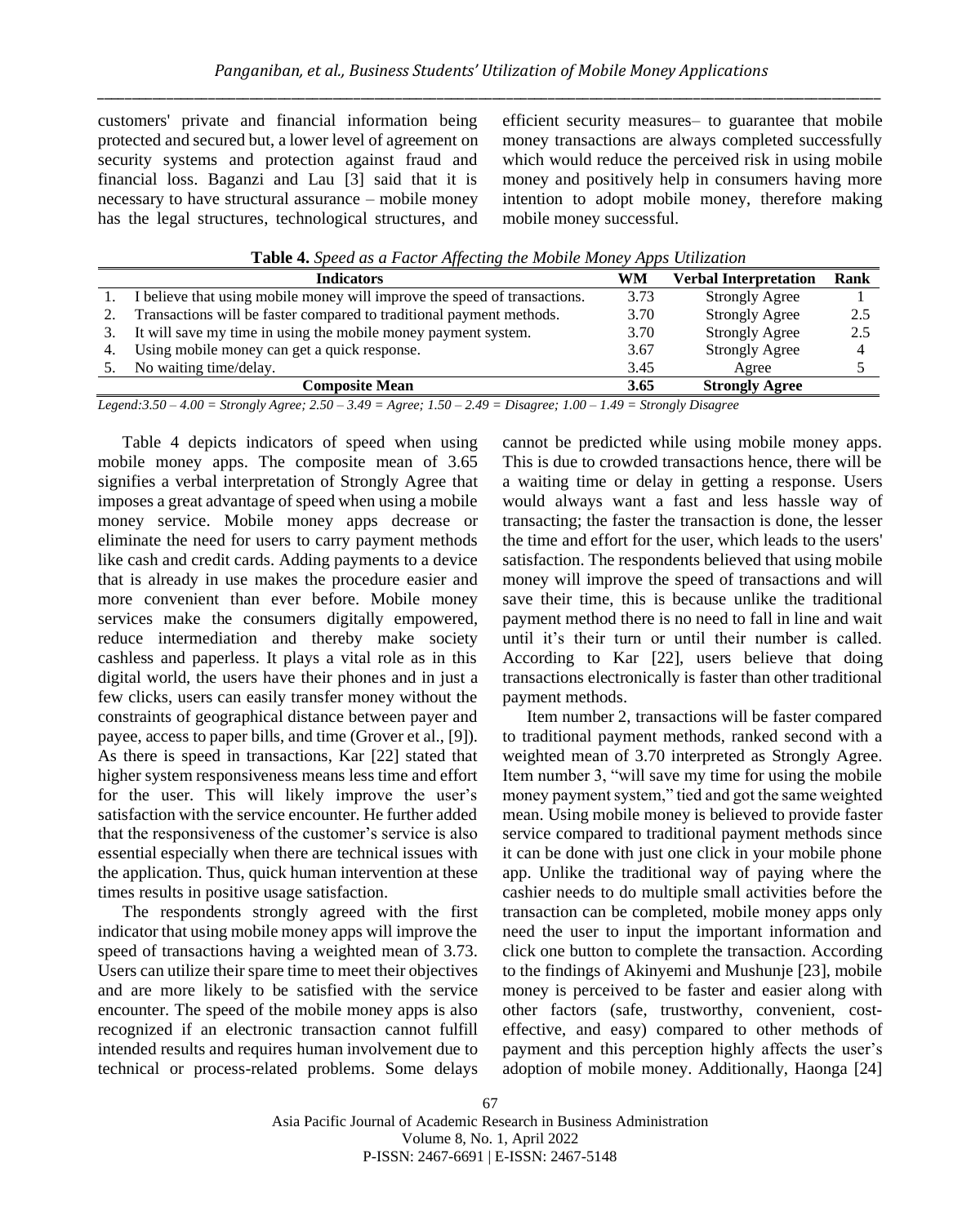customers' private and financial information being protected and secured but, a lower level of agreement on security systems and protection against fraud and financial loss. Baganzi and Lau [3] said that it is necessary to have structural assurance – mobile money has the legal structures, technological structures, and efficient security measures– to guarantee that mobile money transactions are always completed successfully which would reduce the perceived risk in using mobile money and positively help in consumers having more intention to adopt mobile money, therefore making mobile money successful.

**Table 4.** *Speed as a Factor Affecting the Mobile Money Apps Utilization*

| | Indicators | WM | Verbal Interpretation | Rank |
|---|---|---|---|---|
| 1. | I believe that using mobile money will improve the speed of transactions. | 3.73 | Strongly Agree | 1 |
| 2. | Transactions will be faster compared to traditional payment methods. | 3.70 | Strongly Agree | 2.5 |
| 3. | It will save my time in using the mobile money payment system. | 3.70 | Strongly Agree | 2.5 |
| 4. | Using mobile money can get a quick response. | 3.67 | Strongly Agree | 4 |
| 5. | No waiting time/delay. | 3.45 | Agree | 5 |
| | **Composite Mean** | **3.65** | **Strongly Agree** | |

*Legend:3.50 – 4.00 = Strongly Agree; 2.50 – 3.49 = Agree; 1.50 – 2.49 = Disagree; 1.00 – 1.49 = Strongly Disagree*

Table 4 depicts indicators of speed when using mobile money apps. The composite mean of 3.65 signifies a verbal interpretation of Strongly Agree that imposes a great advantage of speed when using a mobile money service. Mobile money apps decrease or eliminate the need for users to carry payment methods like cash and credit cards. Adding payments to a device that is already in use makes the procedure easier and more convenient than ever before. Mobile money services make the consumers digitally empowered, reduce intermediation and thereby make society cashless and paperless. It plays a vital role as in this digital world, the users have their phones and in just a few clicks, users can easily transfer money without the constraints of geographical distance between payer and payee, access to paper bills, and time (Grover et al., [9]). As there is speed in transactions, Kar [22] stated that higher system responsiveness means less time and effort for the user. This will likely improve the user's satisfaction with the service encounter. He further added that the responsiveness of the customer's service is also essential especially when there are technical issues with the application. Thus, quick human intervention at these times results in positive usage satisfaction.

The respondents strongly agreed with the first indicator that using mobile money apps will improve the speed of transactions having a weighted mean of 3.73. Users can utilize their spare time to meet their objectives and are more likely to be satisfied with the service encounter. The speed of the mobile money apps is also recognized if an electronic transaction cannot fulfill intended results and requires human involvement due to technical or process-related problems. Some delays cannot be predicted while using mobile money apps. This is due to crowded transactions hence, there will be a waiting time or delay in getting a response. Users would always want a fast and less hassle way of transacting; the faster the transaction is done, the lesser the time and effort for the user, which leads to the users' satisfaction. The respondents believed that using mobile money will improve the speed of transactions and will save their time, this is because unlike the traditional payment method there is no need to fall in line and wait until it's their turn or until their number is called. According to Kar [22], users believe that doing transactions electronically is faster than other traditional payment methods.

Item number 2, transactions will be faster compared to traditional payment methods, ranked second with a weighted mean of 3.70 interpreted as Strongly Agree. Item number 3, "will save my time for using the mobile money payment system," tied and got the same weighted mean. Using mobile money is believed to provide faster service compared to traditional payment methods since it can be done with just one click in your mobile phone app. Unlike the traditional way of paying where the cashier needs to do multiple small activities before the transaction can be completed, mobile money apps only need the user to input the important information and click one button to complete the transaction. According to the findings of Akinyemi and Mushunje [23], mobile money is perceived to be faster and easier along with other factors (safe, trustworthy, convenient, cost-effective, and easy) compared to other methods of payment and this perception highly affects the user's adoption of mobile money. Additionally, Haonga [24]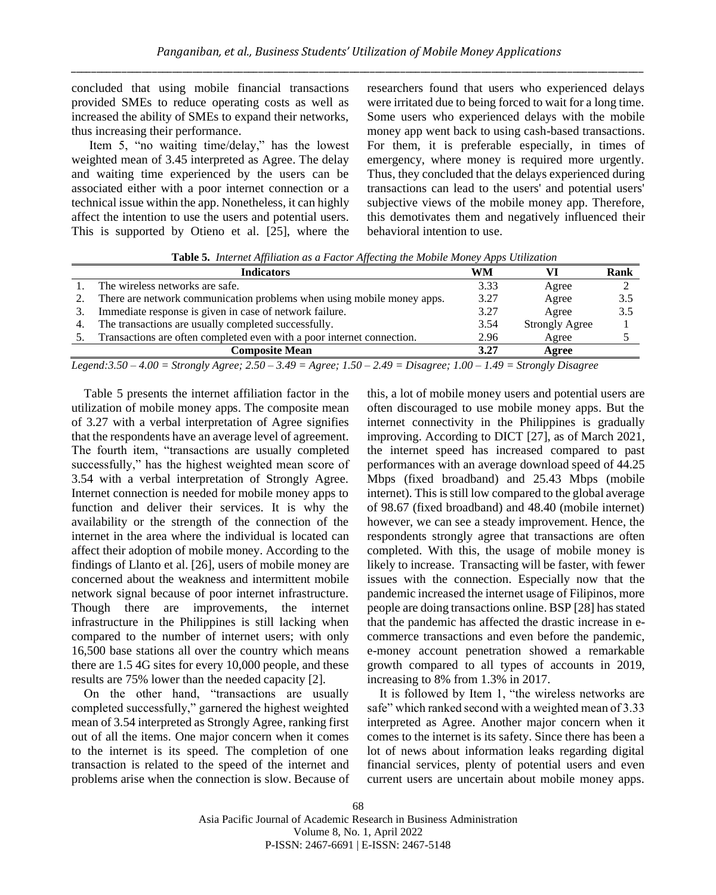concluded that using mobile financial transactions provided SMEs to reduce operating costs as well as increased the ability of SMEs to expand their networks, thus increasing their performance.

Item 5, "no waiting time/delay," has the lowest weighted mean of 3.45 interpreted as Agree. The delay and waiting time experienced by the users can be associated either with a poor internet connection or a technical issue within the app. Nonetheless, it can highly affect the intention to use the users and potential users. This is supported by Otieno et al. [25], where the researchers found that users who experienced delays were irritated due to being forced to wait for a long time. Some users who experienced delays with the mobile money app went back to using cash-based transactions. For them, it is preferable especially, in times of emergency, where money is required more urgently. Thus, they concluded that the delays experienced during transactions can lead to the users' and potential users' subjective views of the mobile money app. Therefore, this demotivates them and negatively influenced their behavioral intention to use.

**Table 5.** *Internet Affiliation as a Factor Affecting the Mobile Money Apps Utilization*

| | Indicators | WM | VI | Rank |
|---|---|---|---|---|
| 1. | The wireless networks are safe. | 3.33 | Agree | 2 |
| 2. | There are network communication problems when using mobile money apps. | 3.27 | Agree | 3.5 |
| 3. | Immediate response is given in case of network failure. | 3.27 | Agree | 3.5 |
| 4. | The transactions are usually completed successfully. | 3.54 | Strongly Agree | 1 |
| 5. | Transactions are often completed even with a poor internet connection. | 2.96 | Agree | 5 |
| | **Composite Mean** | **3.27** | **Agree** | |

*Legend:3.50 – 4.00 = Strongly Agree; 2.50 – 3.49 = Agree; 1.50 – 2.49 = Disagree; 1.00 – 1.49 = Strongly Disagree*

Table 5 presents the internet affiliation factor in the utilization of mobile money apps. The composite mean of 3.27 with a verbal interpretation of Agree signifies that the respondents have an average level of agreement. The fourth item, "transactions are usually completed successfully," has the highest weighted mean score of 3.54 with a verbal interpretation of Strongly Agree. Internet connection is needed for mobile money apps to function and deliver their services. It is why the availability or the strength of the connection of the internet in the area where the individual is located can affect their adoption of mobile money. According to the findings of Llanto et al. [26], users of mobile money are concerned about the weakness and intermittent mobile network signal because of poor internet infrastructure. Though there are improvements, the internet infrastructure in the Philippines is still lacking when compared to the number of internet users; with only 16,500 base stations all over the country which means there are 1.5 4G sites for every 10,000 people, and these results are 75% lower than the needed capacity [2].

On the other hand, "transactions are usually completed successfully," garnered the highest weighted mean of 3.54 interpreted as Strongly Agree, ranking first out of all the items. One major concern when it comes to the internet is its speed. The completion of one transaction is related to the speed of the internet and problems arise when the connection is slow. Because of this, a lot of mobile money users and potential users are often discouraged to use mobile money apps. But the internet connectivity in the Philippines is gradually improving. According to DICT [27], as of March 2021, the internet speed has increased compared to past performances with an average download speed of 44.25 Mbps (fixed broadband) and 25.43 Mbps (mobile internet). This is still low compared to the global average of 98.67 (fixed broadband) and 48.40 (mobile internet) however, we can see a steady improvement. Hence, the respondents strongly agree that transactions are often completed. With this, the usage of mobile money is likely to increase. Transacting will be faster, with fewer issues with the connection. Especially now that the pandemic increased the internet usage of Filipinos, more people are doing transactions online. BSP [28] has stated that the pandemic has affected the drastic increase in e-commerce transactions and even before the pandemic, e-money account penetration showed a remarkable growth compared to all types of accounts in 2019, increasing to 8% from 1.3% in 2017.

It is followed by Item 1, "the wireless networks are safe" which ranked second with a weighted mean of 3.33 interpreted as Agree. Another major concern when it comes to the internet is its safety. Since there has been a lot of news about information leaks regarding digital financial services, plenty of potential users and even current users are uncertain about mobile money apps.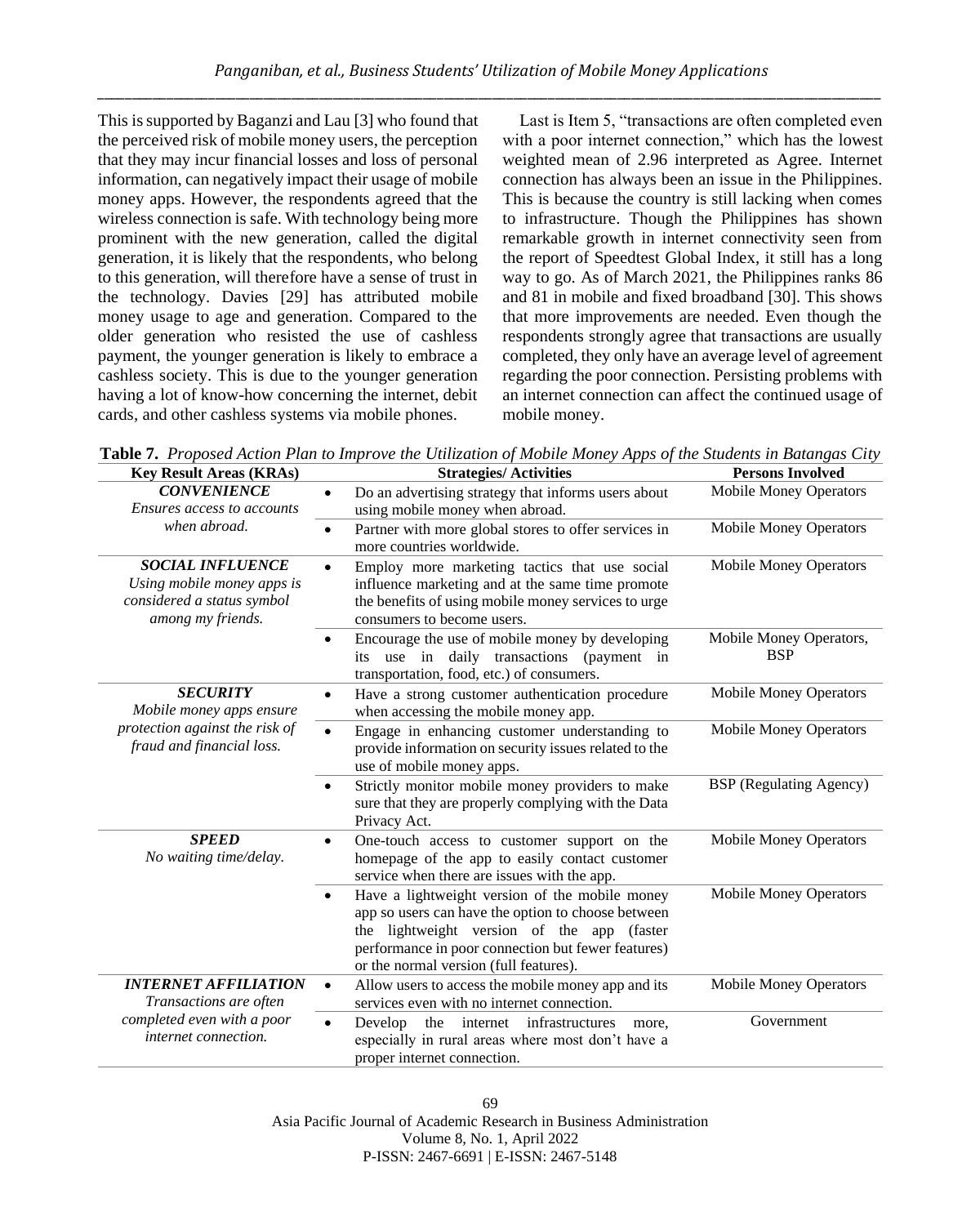This is supported by Baganzi and Lau [3] who found that the perceived risk of mobile money users, the perception that they may incur financial losses and loss of personal information, can negatively impact their usage of mobile money apps. However, the respondents agreed that the wireless connection is safe. With technology being more prominent with the new generation, called the digital generation, it is likely that the respondents, who belong to this generation, will therefore have a sense of trust in the technology. Davies [29] has attributed mobile money usage to age and generation. Compared to the older generation who resisted the use of cashless payment, the younger generation is likely to embrace a cashless society. This is due to the younger generation having a lot of know-how concerning the internet, debit cards, and other cashless systems via mobile phones.

Last is Item 5, "transactions are often completed even with a poor internet connection," which has the lowest weighted mean of 2.96 interpreted as Agree. Internet connection has always been an issue in the Philippines. This is because the country is still lacking when comes to infrastructure. Though the Philippines has shown remarkable growth in internet connectivity seen from the report of Speedtest Global Index, it still has a long way to go. As of March 2021, the Philippines ranks 86 and 81 in mobile and fixed broadband [30]. This shows that more improvements are needed. Even though the respondents strongly agree that transactions are usually completed, they only have an average level of agreement regarding the poor connection. Persisting problems with an internet connection can affect the continued usage of mobile money.

**Table 7.** *Proposed Action Plan to Improve the Utilization of Mobile Money Apps of the Students in Batangas City*

| Key Result Areas (KRAs) | Strategies/ Activities | Persons Involved |
|---|---|---|
| ***CONVENIENCE*** *Ensures access to accounts when abroad.* | • Do an advertising strategy that informs users about using mobile money when abroad. | Mobile Money Operators |
| | • Partner with more global stores to offer services in more countries worldwide. | Mobile Money Operators |
| ***SOCIAL INFLUENCE*** *Using mobile money apps is considered a status symbol among my friends.* | • Employ more marketing tactics that use social influence marketing and at the same time promote the benefits of using mobile money services to urge consumers to become users. | Mobile Money Operators |
| | • Encourage the use of mobile money by developing its use in daily transactions (payment in transportation, food, etc.) of consumers. | Mobile Money Operators, BSP |
| ***SECURITY*** *Mobile money apps ensure protection against the risk of fraud and financial loss.* | • Have a strong customer authentication procedure when accessing the mobile money app. | Mobile Money Operators |
| | • Engage in enhancing customer understanding to provide information on security issues related to the use of mobile money apps. | Mobile Money Operators |
| | • Strictly monitor mobile money providers to make sure that they are properly complying with the Data Privacy Act. | BSP (Regulating Agency) |
| ***SPEED*** *No waiting time/delay.* | • One-touch access to customer support on the homepage of the app to easily contact customer service when there are issues with the app. | Mobile Money Operators |
| | • Have a lightweight version of the mobile money app so users can have the option to choose between the lightweight version of the app (faster performance in poor connection but fewer features) or the normal version (full features). | Mobile Money Operators |
| ***INTERNET AFFILIATION*** *Transactions are often completed even with a poor internet connection.* | • Allow users to access the mobile money app and its services even with no internet connection. | Mobile Money Operators |
| | • Develop the internet infrastructures more, especially in rural areas where most don't have a proper internet connection. | Government |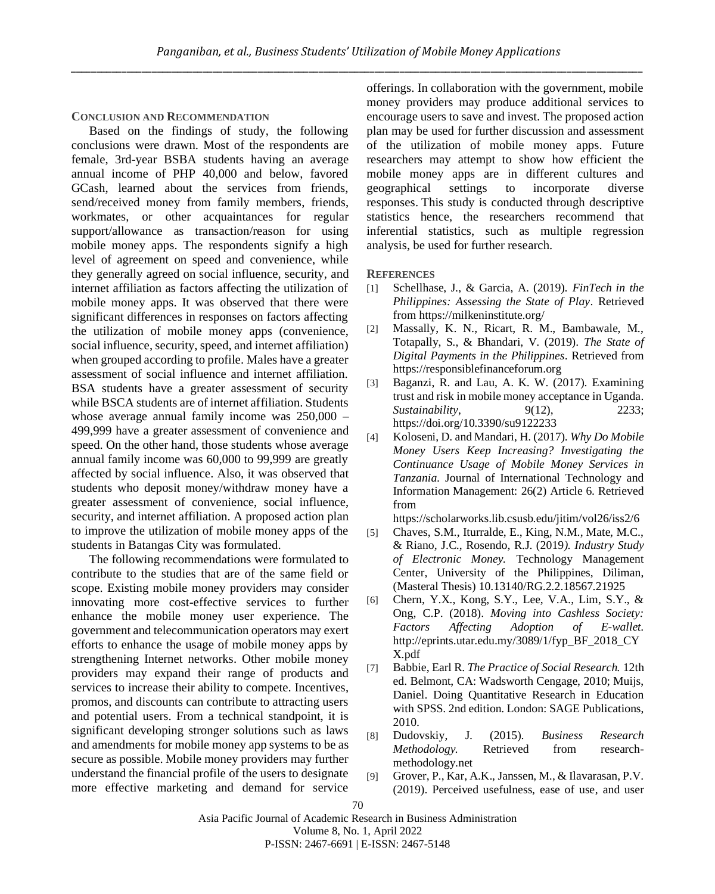## CONCLUSION AND RECOMMENDATION

Based on the findings of study, the following conclusions were drawn. Most of the respondents are female, 3rd-year BSBA students having an average annual income of PHP 40,000 and below, favored GCash, learned about the services from friends, send/received money from family members, friends, workmates, or other acquaintances for regular support/allowance as transaction/reason for using mobile money apps. The respondents signify a high level of agreement on speed and convenience, while they generally agreed on social influence, security, and internet affiliation as factors affecting the utilization of mobile money apps. It was observed that there were significant differences in responses on factors affecting the utilization of mobile money apps (convenience, social influence, security, speed, and internet affiliation) when grouped according to profile. Males have a greater assessment of social influence and internet affiliation. BSA students have a greater assessment of security while BSCA students are of internet affiliation. Students whose average annual family income was 250,000 – 499,999 have a greater assessment of convenience and speed. On the other hand, those students whose average annual family income was 60,000 to 99,999 are greatly affected by social influence. Also, it was observed that students who deposit money/withdraw money have a greater assessment of convenience, social influence, security, and internet affiliation. A proposed action plan to improve the utilization of mobile money apps of the students in Batangas City was formulated.

The following recommendations were formulated to contribute to the studies that are of the same field or scope. Existing mobile money providers may consider innovating more cost-effective services to further enhance the mobile money user experience. The government and telecommunication operators may exert efforts to enhance the usage of mobile money apps by strengthening Internet networks. Other mobile money providers may expand their range of products and services to increase their ability to compete. Incentives, promos, and discounts can contribute to attracting users and potential users. From a technical standpoint, it is significant developing stronger solutions such as laws and amendments for mobile money app systems to be as secure as possible. Mobile money providers may further understand the financial profile of the users to designate more effective marketing and demand for service offerings. In collaboration with the government, mobile money providers may produce additional services to encourage users to save and invest. The proposed action plan may be used for further discussion and assessment of the utilization of mobile money apps. Future researchers may attempt to show how efficient the mobile money apps are in different cultures and geographical settings to incorporate diverse responses. This study is conducted through descriptive statistics hence, the researchers recommend that inferential statistics, such as multiple regression analysis, be used for further research.

## REFERENCES

[1] Schellhase, J., & Garcia, A. (2019). *FinTech in the Philippines: Assessing the State of Play*. Retrieved from https://milkeninstitute.org/

[2] Massally, K. N., Ricart, R. M., Bambawale, M., Totapally, S., & Bhandari, V. (2019). *The State of Digital Payments in the Philippines*. Retrieved from https://responsiblefinanceforum.org

[3] Baganzi, R. and Lau, A. K. W. (2017). Examining trust and risk in mobile money acceptance in Uganda. *Sustainability*, 9(12), 2233; https://doi.org/10.3390/su9122233

[4] Koloseni, D. and Mandari, H. (2017). *Why Do Mobile Money Users Keep Increasing? Investigating the Continuance Usage of Mobile Money Services in Tanzania.* Journal of International Technology and Information Management: 26(2) Article 6. Retrieved from https://scholarworks.lib.csusb.edu/jitim/vol26/iss2/6

[5] Chaves, S.M., Iturralde, E., King, N.M., Mate, M.C., & Riano, J.C., Rosendo, R.J. (2019*). Industry Study of Electronic Money.* Technology Management Center, University of the Philippines, Diliman, (Masteral Thesis) 10.13140/RG.2.2.18567.21925

[6] Chern, Y.X., Kong, S.Y., Lee, V.A., Lim, S.Y., & Ong, C.P. (2018). *Moving into Cashless Society: Factors Affecting Adoption of E-wallet.* http://eprints.utar.edu.my/3089/1/fyp_BF_2018_CYX.pdf

[7] Babbie, Earl R. *The Practice of Social Research.* 12th ed. Belmont, CA: Wadsworth Cengage, 2010; Muijs, Daniel. Doing Quantitative Research in Education with SPSS. 2nd edition. London: SAGE Publications, 2010.

[8] Dudovskiy, J. (2015). *Business Research Methodology.* Retrieved from research-methodology.net

[9] Grover, P., Kar, A.K., Janssen, M., & Ilavarasan, P.V. (2019). Perceived usefulness, ease of use, and user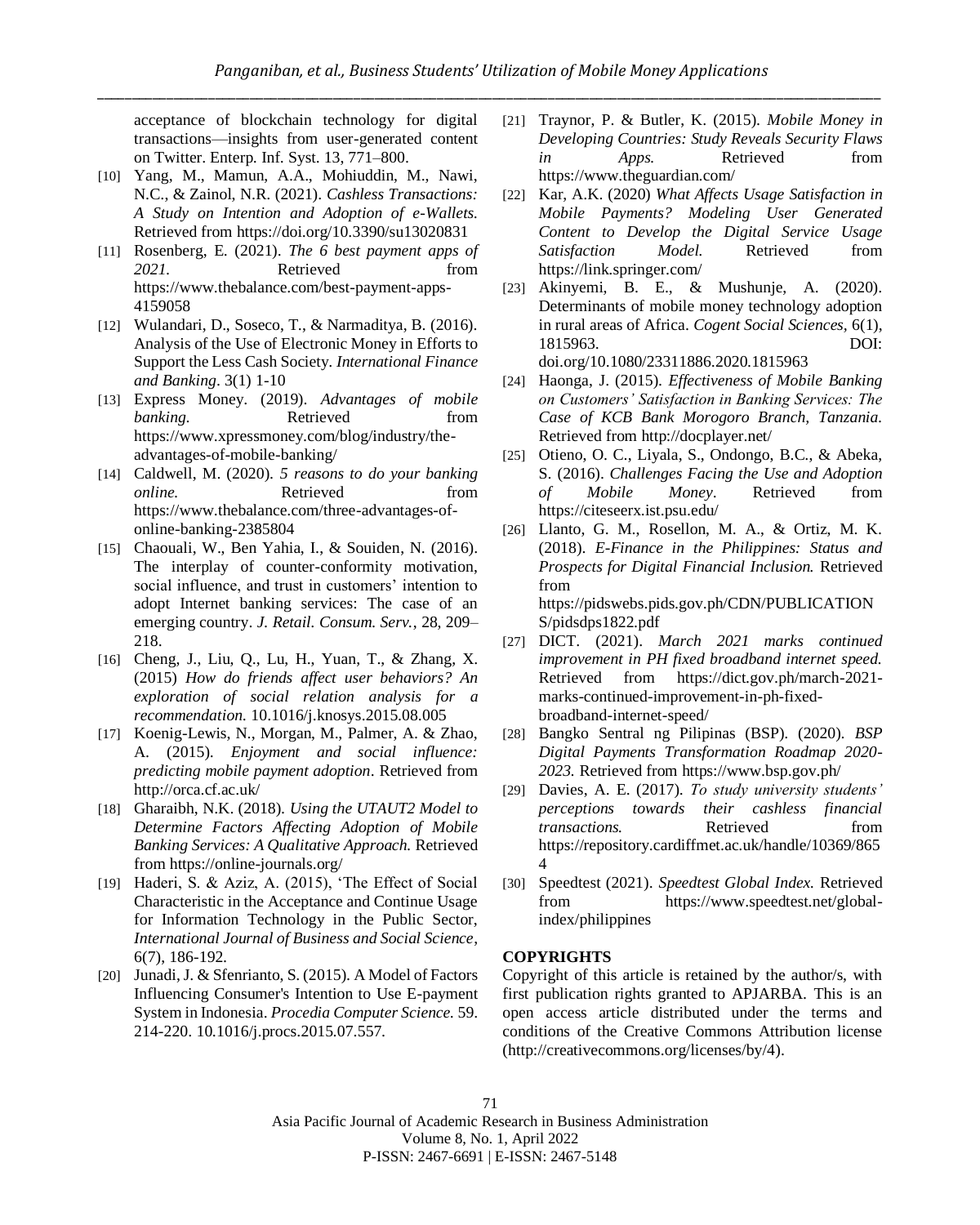acceptance of blockchain technology for digital transactions—insights from user-generated content on Twitter. Enterp. Inf. Syst. 13, 771–800.

[10] Yang, M., Mamun, A.A., Mohiuddin, M., Nawi, N.C., & Zainol, N.R. (2021). *Cashless Transactions: A Study on Intention and Adoption of e-Wallets.* Retrieved from https://doi.org/10.3390/su13020831

[11] Rosenberg, E. (2021). *The 6 best payment apps of 2021.* Retrieved from https://www.thebalance.com/best-payment-apps-4159058

[12] Wulandari, D., Soseco, T., & Narmaditya, B. (2016). Analysis of the Use of Electronic Money in Efforts to Support the Less Cash Society. *International Finance and Banking*. 3(1) 1-10

[13] Express Money. (2019). *Advantages of mobile banking.* Retrieved from https://www.xpressmoney.com/blog/industry/the-advantages-of-mobile-banking/

[14] Caldwell, M. (2020). *5 reasons to do your banking online.* Retrieved from https://www.thebalance.com/three-advantages-of-online-banking-2385804

[15] Chaouali, W., Ben Yahia, I., & Souiden, N. (2016). The interplay of counter-conformity motivation, social influence, and trust in customers' intention to adopt Internet banking services: The case of an emerging country. *J. Retail. Consum. Serv.*, 28, 209–218.

[16] Cheng, J., Liu, Q., Lu, H., Yuan, T., & Zhang, X. (2015) *How do friends affect user behaviors? An exploration of social relation analysis for a recommendation.* 10.1016/j.knosys.2015.08.005

[17] Koenig-Lewis, N., Morgan, M., Palmer, A. & Zhao, A. (2015). *Enjoyment and social influence: predicting mobile payment adoption*. Retrieved from http://orca.cf.ac.uk/

[18] Gharaibh, N.K. (2018). *Using the UTAUT2 Model to Determine Factors Affecting Adoption of Mobile Banking Services: A Qualitative Approach.* Retrieved from https://online-journals.org/

[19] Haderi, S. & Aziz, A. (2015), 'The Effect of Social Characteristic in the Acceptance and Continue Usage for Information Technology in the Public Sector, *International Journal of Business and Social Science*, 6(7), 186-192.

[20] Junadi, J. & Sfenrianto, S. (2015). A Model of Factors Influencing Consumer's Intention to Use E-payment System in Indonesia. *Procedia Computer Science.* 59. 214-220. 10.1016/j.procs.2015.07.557.

[21] Traynor, P. & Butler, K. (2015). *Mobile Money in Developing Countries: Study Reveals Security Flaws in Apps.* Retrieved from https://www.theguardian.com/

[22] Kar, A.K. (2020) *What Affects Usage Satisfaction in Mobile Payments? Modeling User Generated Content to Develop the Digital Service Usage Satisfaction Model.* Retrieved from https://link.springer.com/

[23] Akinyemi, B. E., & Mushunje, A. (2020). Determinants of mobile money technology adoption in rural areas of Africa. *Cogent Social Sciences*, 6(1), 1815963. DOI: doi.org/10.1080/23311886.2020.1815963

[24] Haonga, J. (2015). *Effectiveness of Mobile Banking on Customers' Satisfaction in Banking Services: The Case of KCB Bank Morogoro Branch, Tanzania.* Retrieved from http://docplayer.net/

[25] Otieno, O. C., Liyala, S., Ondongo, B.C., & Abeka, S. (2016). *Challenges Facing the Use and Adoption of Mobile Money*. Retrieved from https://citeseerx.ist.psu.edu/

[26] Llanto, G. M., Rosellon, M. A., & Ortiz, M. K. (2018). *E-Finance in the Philippines: Status and Prospects for Digital Financial Inclusion.* Retrieved from https://pidswebs.pids.gov.ph/CDN/PUBLICATIONS/pidsdps1822.pdf

[27] DICT. (2021). *March 2021 marks continued improvement in PH fixed broadband internet speed.* Retrieved from https://dict.gov.ph/march-2021-marks-continued-improvement-in-ph-fixed-broadband-internet-speed/

[28] Bangko Sentral ng Pilipinas (BSP). (2020). *BSP Digital Payments Transformation Roadmap 2020-2023.* Retrieved from https://www.bsp.gov.ph/

[29] Davies, A. E. (2017). *To study university students' perceptions towards their cashless financial transactions.* Retrieved from https://repository.cardiffmet.ac.uk/handle/10369/8654

[30] Speedtest (2021). *Speedtest Global Index.* Retrieved from https://www.speedtest.net/global-index/philippines

## COPYRIGHTS

Copyright of this article is retained by the author/s, with first publication rights granted to APJARBA. This is an open access article distributed under the terms and conditions of the Creative Commons Attribution license (http://creativecommons.org/licenses/by/4).